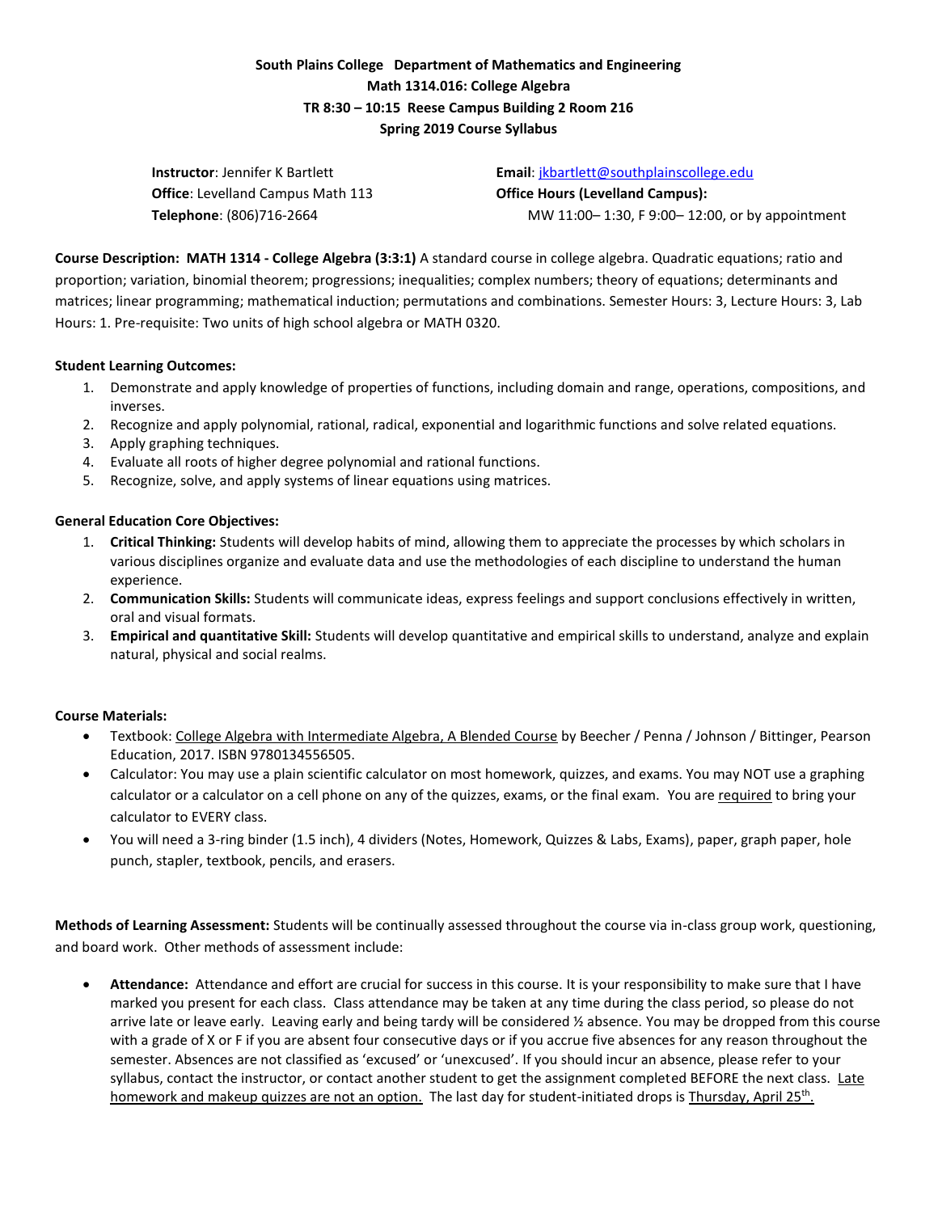**South Plains College Department of Mathematics and Engineering**
**Math 1314.016: College Algebra**
**TR 8:30 – 10:15 Reese Campus Building 2 Room 216**
**Spring 2019 Course Syllabus**

**Instructor**: Jennifer K Bartlett
**Office**: Levelland Campus Math 113
**Telephone**: (806)716-2664

**Email**: jkbartlett@southplainscollege.edu
**Office Hours (Levelland Campus):**
MW 11:00– 1:30, F 9:00– 12:00, or by appointment

**Course Description: MATH 1314 - College Algebra (3:3:1)** A standard course in college algebra. Quadratic equations; ratio and proportion; variation, binomial theorem; progressions; inequalities; complex numbers; theory of equations; determinants and matrices; linear programming; mathematical induction; permutations and combinations. Semester Hours: 3, Lecture Hours: 3, Lab Hours: 1. Pre-requisite: Two units of high school algebra or MATH 0320.

**Student Learning Outcomes:**

1. Demonstrate and apply knowledge of properties of functions, including domain and range, operations, compositions, and inverses.
2. Recognize and apply polynomial, rational, radical, exponential and logarithmic functions and solve related equations.
3. Apply graphing techniques.
4. Evaluate all roots of higher degree polynomial and rational functions.
5. Recognize, solve, and apply systems of linear equations using matrices.

**General Education Core Objectives:**

1. **Critical Thinking:** Students will develop habits of mind, allowing them to appreciate the processes by which scholars in various disciplines organize and evaluate data and use the methodologies of each discipline to understand the human experience.
2. **Communication Skills:** Students will communicate ideas, express feelings and support conclusions effectively in written, oral and visual formats.
3. **Empirical and quantitative Skill:** Students will develop quantitative and empirical skills to understand, analyze and explain natural, physical and social realms.

**Course Materials:**

- Textbook: College Algebra with Intermediate Algebra, A Blended Course by Beecher / Penna / Johnson / Bittinger, Pearson Education, 2017. ISBN 9780134556505.
- Calculator: You may use a plain scientific calculator on most homework, quizzes, and exams. You may NOT use a graphing calculator or a calculator on a cell phone on any of the quizzes, exams, or the final exam. You are required to bring your calculator to EVERY class.
- You will need a 3-ring binder (1.5 inch), 4 dividers (Notes, Homework, Quizzes & Labs, Exams), paper, graph paper, hole punch, stapler, textbook, pencils, and erasers.

**Methods of Learning Assessment:** Students will be continually assessed throughout the course via in-class group work, questioning, and board work. Other methods of assessment include:

- **Attendance:** Attendance and effort are crucial for success in this course. It is your responsibility to make sure that I have marked you present for each class. Class attendance may be taken at any time during the class period, so please do not arrive late or leave early. Leaving early and being tardy will be considered ½ absence. You may be dropped from this course with a grade of X or F if you are absent four consecutive days or if you accrue five absences for any reason throughout the semester. Absences are not classified as 'excused' or 'unexcused'. If you should incur an absence, please refer to your syllabus, contact the instructor, or contact another student to get the assignment completed BEFORE the next class. Late homework and makeup quizzes are not an option. The last day for student-initiated drops is Thursday, April 25th.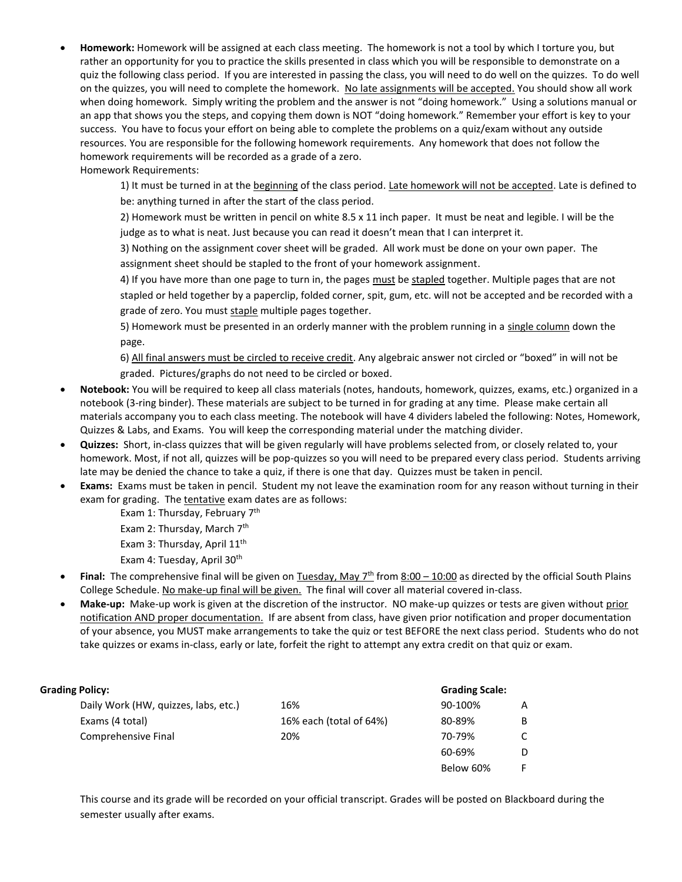- **Homework:** Homework will be assigned at each class meeting. The homework is not a tool by which I torture you, but rather an opportunity for you to practice the skills presented in class which you will be responsible to demonstrate on a quiz the following class period. If you are interested in passing the class, you will need to do well on the quizzes. To do well on the quizzes, you will need to complete the homework. No late assignments will be accepted. You should show all work when doing homework. Simply writing the problem and the answer is not "doing homework." Using a solutions manual or an app that shows you the steps, and copying them down is NOT "doing homework." Remember your effort is key to your success. You have to focus your effort on being able to complete the problems on a quiz/exam without any outside resources. You are responsible for the following homework requirements. Any homework that does not follow the homework requirements will be recorded as a grade of a zero.

  Homework Requirements:

  1) It must be turned in at the beginning of the class period. Late homework will not be accepted. Late is defined to be: anything turned in after the start of the class period.
  2) Homework must be written in pencil on white 8.5 x 11 inch paper. It must be neat and legible. I will be the judge as to what is neat. Just because you can read it doesn't mean that I can interpret it.
  3) Nothing on the assignment cover sheet will be graded. All work must be done on your own paper. The assignment sheet should be stapled to the front of your homework assignment.
  4) If you have more than one page to turn in, the pages must be stapled together. Multiple pages that are not stapled or held together by a paperclip, folded corner, spit, gum, etc. will not be accepted and be recorded with a grade of zero. You must staple multiple pages together.
  5) Homework must be presented in an orderly manner with the problem running in a single column down the page.
  6) All final answers must be circled to receive credit. Any algebraic answer not circled or "boxed" in will not be graded. Pictures/graphs do not need to be circled or boxed.

- **Notebook:** You will be required to keep all class materials (notes, handouts, homework, quizzes, exams, etc.) organized in a notebook (3-ring binder). These materials are subject to be turned in for grading at any time. Please make certain all materials accompany you to each class meeting. The notebook will have 4 dividers labeled the following: Notes, Homework, Quizzes & Labs, and Exams. You will keep the corresponding material under the matching divider.
- **Quizzes:** Short, in-class quizzes that will be given regularly will have problems selected from, or closely related to, your homework. Most, if not all, quizzes will be pop-quizzes so you will need to be prepared every class period. Students arriving late may be denied the chance to take a quiz, if there is one that day. Quizzes must be taken in pencil.
- **Exams:** Exams must be taken in pencil. Student my not leave the examination room for any reason without turning in their exam for grading. The tentative exam dates are as follows:

  Exam 1: Thursday, February 7th
  Exam 2: Thursday, March 7th
  Exam 3: Thursday, April 11th
  Exam 4: Tuesday, April 30th

- **Final:** The comprehensive final will be given on Tuesday, May 7th from 8:00 – 10:00 as directed by the official South Plains College Schedule. No make-up final will be given. The final will cover all material covered in-class.
- **Make-up:** Make-up work is given at the discretion of the instructor. NO make-up quizzes or tests are given without prior notification AND proper documentation. If are absent from class, have given prior notification and proper documentation of your absence, you MUST make arrangements to take the quiz or test BEFORE the next class period. Students who do not take quizzes or exams in-class, early or late, forfeit the right to attempt any extra credit on that quiz or exam.

**Grading Policy:**

| Category | Weight |
|---|---|
| Daily Work (HW, quizzes, labs, etc.) | 16% |
| Exams (4 total) | 16% each (total of 64%) |
| Comprehensive Final | 20% |

**Grading Scale:**

| Range | Grade |
|---|---|
| 90-100% | A |
| 80-89% | B |
| 70-79% | C |
| 60-69% | D |
| Below 60% | F |

This course and its grade will be recorded on your official transcript. Grades will be posted on Blackboard during the semester usually after exams.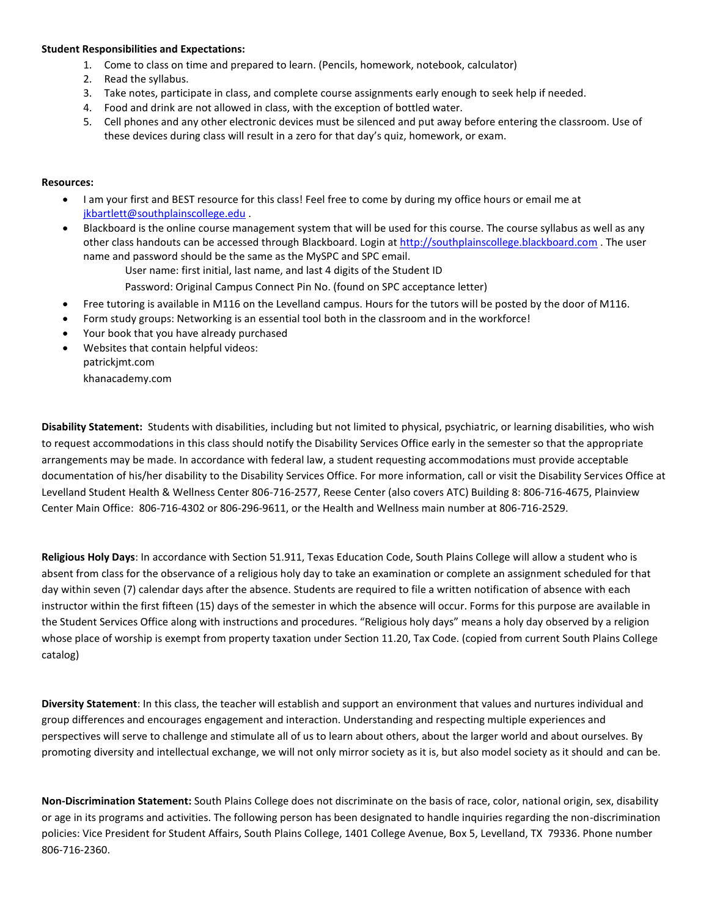**Student Responsibilities and Expectations:**

1. Come to class on time and prepared to learn. (Pencils, homework, notebook, calculator)
2. Read the syllabus.
3. Take notes, participate in class, and complete course assignments early enough to seek help if needed.
4. Food and drink are not allowed in class, with the exception of bottled water.
5. Cell phones and any other electronic devices must be silenced and put away before entering the classroom. Use of these devices during class will result in a zero for that day's quiz, homework, or exam.

**Resources:**

- I am your first and BEST resource for this class! Feel free to come by during my office hours or email me at jkbartlett@southplainscollege.edu .
- Blackboard is the online course management system that will be used for this course. The course syllabus as well as any other class handouts can be accessed through Blackboard. Login at http://southplainscollege.blackboard.com . The user name and password should be the same as the MySPC and SPC email.
  - User name: first initial, last name, and last 4 digits of the Student ID
  - Password: Original Campus Connect Pin No. (found on SPC acceptance letter)
- Free tutoring is available in M116 on the Levelland campus. Hours for the tutors will be posted by the door of M116.
- Form study groups: Networking is an essential tool both in the classroom and in the workforce!
- Your book that you have already purchased
- Websites that contain helpful videos:
  patrickjmt.com
  khanacademy.com

**Disability Statement:** Students with disabilities, including but not limited to physical, psychiatric, or learning disabilities, who wish to request accommodations in this class should notify the Disability Services Office early in the semester so that the appropriate arrangements may be made. In accordance with federal law, a student requesting accommodations must provide acceptable documentation of his/her disability to the Disability Services Office. For more information, call or visit the Disability Services Office at Levelland Student Health & Wellness Center 806-716-2577, Reese Center (also covers ATC) Building 8: 806-716-4675, Plainview Center Main Office: 806-716-4302 or 806-296-9611, or the Health and Wellness main number at 806-716-2529.

**Religious Holy Days**: In accordance with Section 51.911, Texas Education Code, South Plains College will allow a student who is absent from class for the observance of a religious holy day to take an examination or complete an assignment scheduled for that day within seven (7) calendar days after the absence. Students are required to file a written notification of absence with each instructor within the first fifteen (15) days of the semester in which the absence will occur. Forms for this purpose are available in the Student Services Office along with instructions and procedures. "Religious holy days" means a holy day observed by a religion whose place of worship is exempt from property taxation under Section 11.20, Tax Code. (copied from current South Plains College catalog)

**Diversity Statement**: In this class, the teacher will establish and support an environment that values and nurtures individual and group differences and encourages engagement and interaction. Understanding and respecting multiple experiences and perspectives will serve to challenge and stimulate all of us to learn about others, about the larger world and about ourselves. By promoting diversity and intellectual exchange, we will not only mirror society as it is, but also model society as it should and can be.

**Non-Discrimination Statement:** South Plains College does not discriminate on the basis of race, color, national origin, sex, disability or age in its programs and activities. The following person has been designated to handle inquiries regarding the non-discrimination policies: Vice President for Student Affairs, South Plains College, 1401 College Avenue, Box 5, Levelland, TX 79336. Phone number 806-716-2360.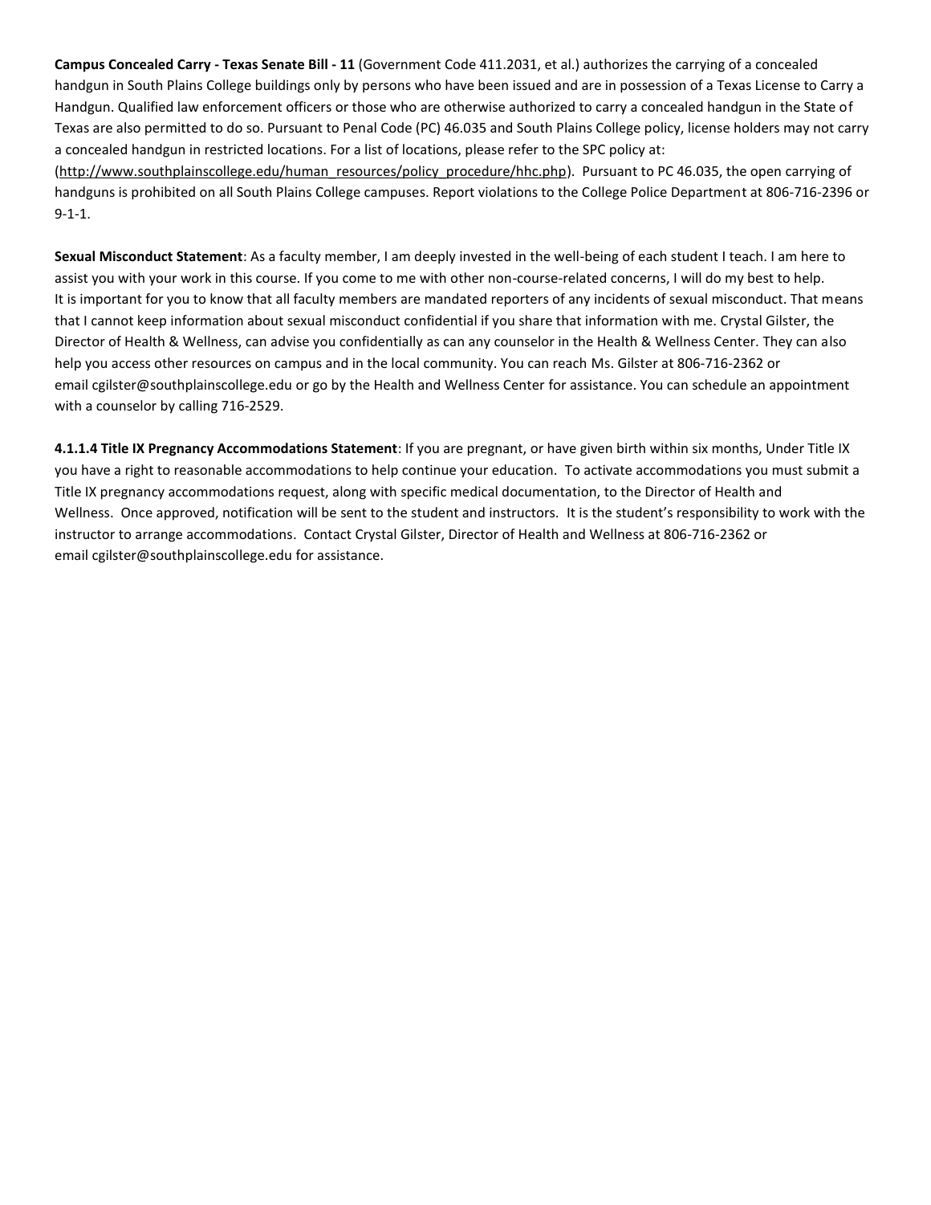**Campus Concealed Carry - Texas Senate Bill - 11** (Government Code 411.2031, et al.) authorizes the carrying of a concealed handgun in South Plains College buildings only by persons who have been issued and are in possession of a Texas License to Carry a Handgun. Qualified law enforcement officers or those who are otherwise authorized to carry a concealed handgun in the State of Texas are also permitted to do so. Pursuant to Penal Code (PC) 46.035 and South Plains College policy, license holders may not carry a concealed handgun in restricted locations. For a list of locations, please refer to the SPC policy at: (http://www.southplainscollege.edu/human_resources/policy_procedure/hhc.php). Pursuant to PC 46.035, the open carrying of handguns is prohibited on all South Plains College campuses. Report violations to the College Police Department at 806-716-2396 or 9-1-1.

**Sexual Misconduct Statement**: As a faculty member, I am deeply invested in the well-being of each student I teach. I am here to assist you with your work in this course. If you come to me with other non-course-related concerns, I will do my best to help. It is important for you to know that all faculty members are mandated reporters of any incidents of sexual misconduct. That means that I cannot keep information about sexual misconduct confidential if you share that information with me. Crystal Gilster, the Director of Health & Wellness, can advise you confidentially as can any counselor in the Health & Wellness Center. They can also help you access other resources on campus and in the local community. You can reach Ms. Gilster at 806-716-2362 or email cgilster@southplainscollege.edu or go by the Health and Wellness Center for assistance. You can schedule an appointment with a counselor by calling 716-2529.

**4.1.1.4 Title IX Pregnancy Accommodations Statement**: If you are pregnant, or have given birth within six months, Under Title IX you have a right to reasonable accommodations to help continue your education. To activate accommodations you must submit a Title IX pregnancy accommodations request, along with specific medical documentation, to the Director of Health and Wellness. Once approved, notification will be sent to the student and instructors. It is the student's responsibility to work with the instructor to arrange accommodations. Contact Crystal Gilster, Director of Health and Wellness at 806-716-2362 or email cgilster@southplainscollege.edu for assistance.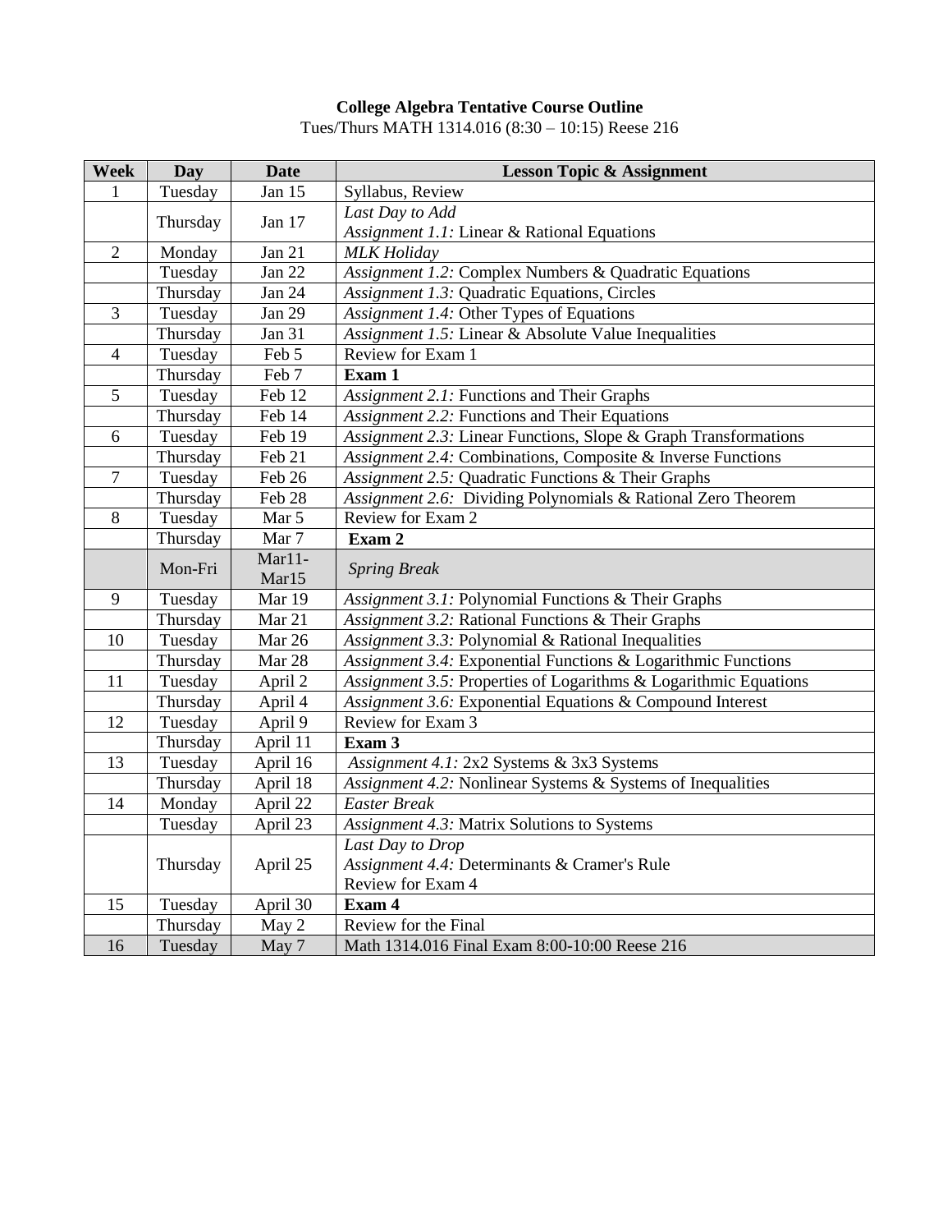**College Algebra Tentative Course Outline**

Tues/Thurs MATH 1314.016 (8:30 – 10:15) Reese 216

| Week | Day | Date | Lesson Topic & Assignment |
|---|---|---|---|
| 1 | Tuesday | Jan 15 | Syllabus, Review |
| | Thursday | Jan 17 | *Last Day to Add*<br>*Assignment 1.1:* Linear & Rational Equations |
| 2 | Monday | Jan 21 | *MLK Holiday* |
| | Tuesday | Jan 22 | *Assignment 1.2:* Complex Numbers & Quadratic Equations |
| | Thursday | Jan 24 | *Assignment 1.3:* Quadratic Equations, Circles |
| 3 | Tuesday | Jan 29 | *Assignment 1.4:* Other Types of Equations |
| | Thursday | Jan 31 | *Assignment 1.5:* Linear & Absolute Value Inequalities |
| 4 | Tuesday | Feb 5 | Review for Exam 1 |
| | Thursday | Feb 7 | **Exam 1** |
| 5 | Tuesday | Feb 12 | *Assignment 2.1:* Functions and Their Graphs |
| | Thursday | Feb 14 | *Assignment 2.2:* Functions and Their Equations |
| 6 | Tuesday | Feb 19 | *Assignment 2.3:* Linear Functions, Slope & Graph Transformations |
| | Thursday | Feb 21 | *Assignment 2.4:* Combinations, Composite & Inverse Functions |
| 7 | Tuesday | Feb 26 | *Assignment 2.5:* Quadratic Functions & Their Graphs |
| | Thursday | Feb 28 | *Assignment 2.6:* Dividing Polynomials & Rational Zero Theorem |
| 8 | Tuesday | Mar 5 | Review for Exam 2 |
| | Thursday | Mar 7 | **Exam 2** |
| | Mon-Fri | Mar11-Mar15 | *Spring Break* |
| 9 | Tuesday | Mar 19 | *Assignment 3.1:* Polynomial Functions & Their Graphs |
| | Thursday | Mar 21 | *Assignment 3.2:* Rational Functions & Their Graphs |
| 10 | Tuesday | Mar 26 | *Assignment 3.3:* Polynomial & Rational Inequalities |
| | Thursday | Mar 28 | *Assignment 3.4:* Exponential Functions & Logarithmic Functions |
| 11 | Tuesday | April 2 | *Assignment 3.5:* Properties of Logarithms & Logarithmic Equations |
| | Thursday | April 4 | *Assignment 3.6:* Exponential Equations & Compound Interest |
| 12 | Tuesday | April 9 | Review for Exam 3 |
| | Thursday | April 11 | **Exam 3** |
| 13 | Tuesday | April 16 | *Assignment 4.1:* 2x2 Systems & 3x3 Systems |
| | Thursday | April 18 | *Assignment 4.2:* Nonlinear Systems & Systems of Inequalities |
| 14 | Monday | April 22 | *Easter Break* |
| | Tuesday | April 23 | *Assignment 4.3:* Matrix Solutions to Systems |
| | Thursday | April 25 | *Last Day to Drop*<br>*Assignment 4.4:* Determinants & Cramer's Rule<br>Review for Exam 4 |
| 15 | Tuesday | April 30 | **Exam 4** |
| | Thursday | May 2 | Review for the Final |
| 16 | Tuesday | May 7 | Math 1314.016 Final Exam 8:00-10:00 Reese 216 |